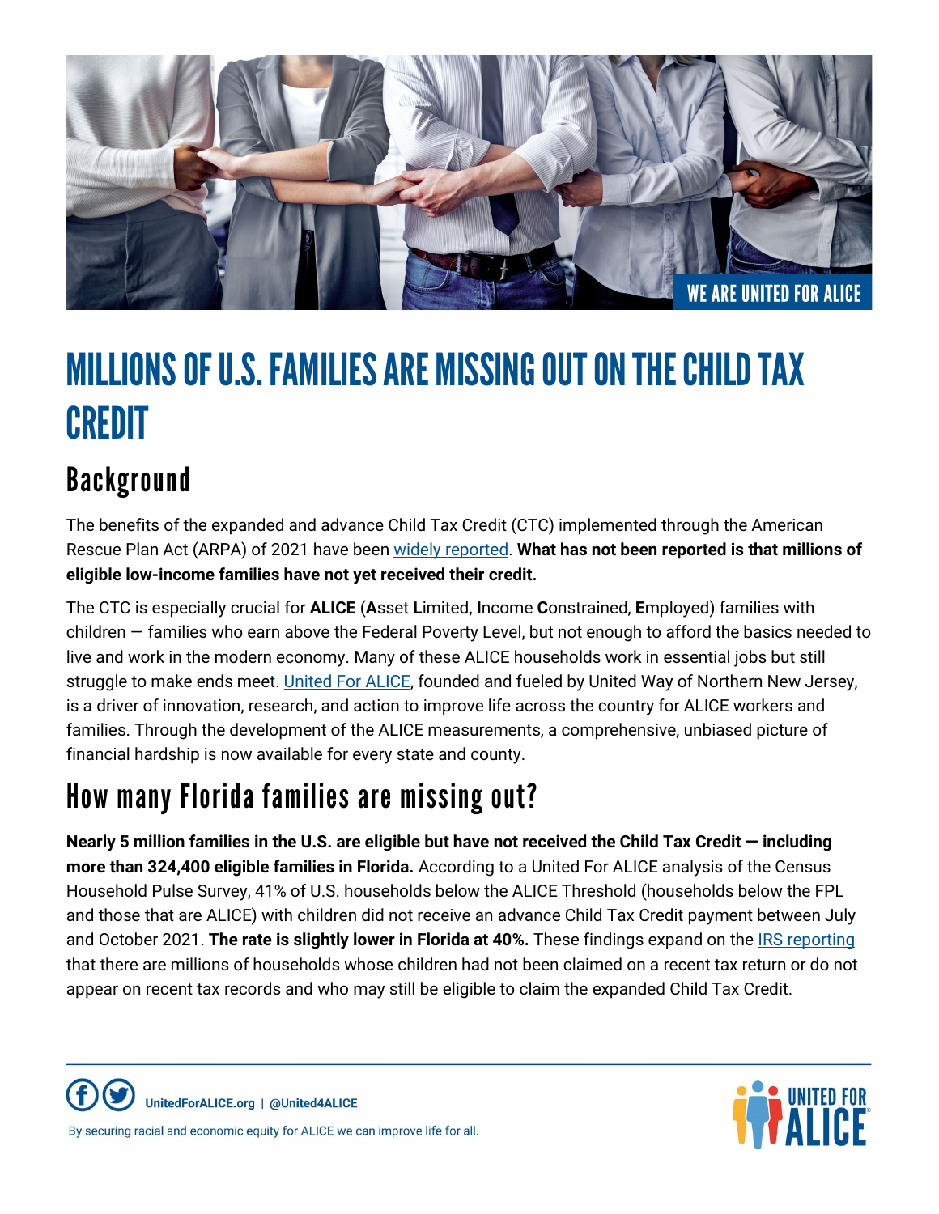WE ARE UNITED FOR ALICE

# MILLIONS OF U.S. FAMILIES ARE MISSING OUT ON THE CHILD TAX CREDIT

## Background

The benefits of the expanded and advance Child Tax Credit (CTC) implemented through the American Rescue Plan Act (ARPA) of 2021 have been widely reported. **What has not been reported is that millions of eligible low-income families have not yet received their credit.**

The CTC is especially crucial for **ALICE** (**A**sset **L**imited, **I**ncome **C**onstrained, **E**mployed) families with children — families who earn above the Federal Poverty Level, but not enough to afford the basics needed to live and work in the modern economy. Many of these ALICE households work in essential jobs but still struggle to make ends meet. United For ALICE, founded and fueled by United Way of Northern New Jersey, is a driver of innovation, research, and action to improve life across the country for ALICE workers and families. Through the development of the ALICE measurements, a comprehensive, unbiased picture of financial hardship is now available for every state and county.

## How many Florida families are missing out?

**Nearly 5 million families in the U.S. are eligible but have not received the Child Tax Credit — including more than 324,400 eligible families in Florida.** According to a United For ALICE analysis of the Census Household Pulse Survey, 41% of U.S. households below the ALICE Threshold (households below the FPL and those that are ALICE) with children did not receive an advance Child Tax Credit payment between July and October 2021. **The rate is slightly lower in Florida at 40%.** These findings expand on the IRS reporting that there are millions of households whose children had not been claimed on a recent tax return or do not appear on recent tax records and who may still be eligible to claim the expanded Child Tax Credit.

UnitedForALICE.org | @United4ALICE

By securing racial and economic equity for ALICE we can improve life for all.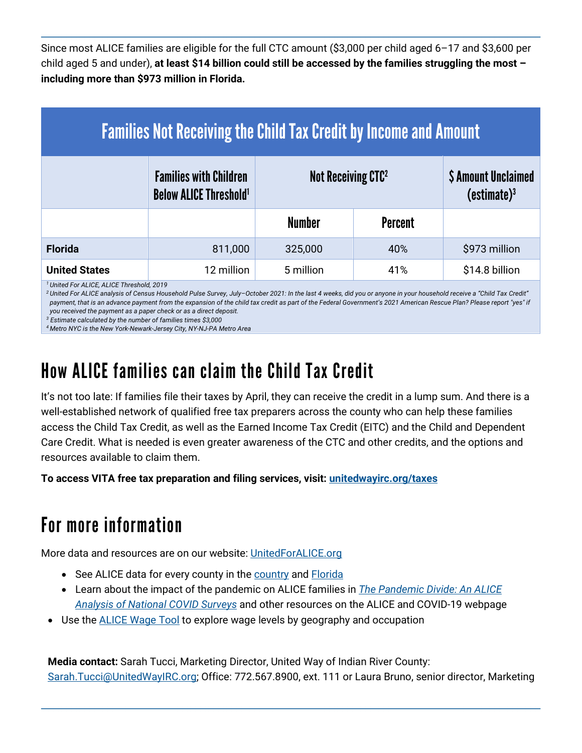Since most ALICE families are eligible for the full CTC amount ($3,000 per child aged 6–17 and $3,600 per child aged 5 and under), **at least $14 billion could still be accessed by the families struggling the most – including more than $973 million in Florida.**

## Families Not Receiving the Child Tax Credit by Income and Amount

| | Families with Children Below ALICE Threshold[1] | Not Receiving CTC[2] | | $ Amount Unclaimed (estimate)[3] |
|---|---|---|---|---|
| | | Number | Percent | |
| **Florida** | 811,000 | 325,000 | 40% | $973 million |
| **United States** | 12 million | 5 million | 41% | $14.8 billion |

*[1] United For ALICE, ALICE Threshold, 2019*
*[2] United For ALICE analysis of Census Household Pulse Survey, July–October 2021: In the last 4 weeks, did you or anyone in your household receive a "Child Tax Credit" payment, that is an advance payment from the expansion of the child tax credit as part of the Federal Government's 2021 American Rescue Plan? Please report "yes" if you received the payment as a paper check or as a direct deposit.*
*[3] Estimate calculated by the number of families times $3,000*
*[4] Metro NYC is the New York-Newark-Jersey City, NY-NJ-PA Metro Area*

# How ALICE families can claim the Child Tax Credit

It's not too late: If families file their taxes by April, they can receive the credit in a lump sum. And there is a well-established network of qualified free tax preparers across the county who can help these families access the Child Tax Credit, as well as the Earned Income Tax Credit (EITC) and the Child and Dependent Care Credit. What is needed is even greater awareness of the CTC and other credits, and the options and resources available to claim them.

**To access VITA free tax preparation and filing services, visit: unitedwayirc.org/taxes**

# For more information

More data and resources are on our website: UnitedForALICE.org

- See ALICE data for every county in the country and Florida
- Learn about the impact of the pandemic on ALICE families in *The Pandemic Divide: An ALICE Analysis of National COVID Surveys* and other resources on the ALICE and COVID-19 webpage
- Use the ALICE Wage Tool to explore wage levels by geography and occupation

**Media contact:** Sarah Tucci, Marketing Director, United Way of Indian River County: Sarah.Tucci@UnitedWayIRC.org; Office: 772.567.8900, ext. 111 or Laura Bruno, senior director, Marketing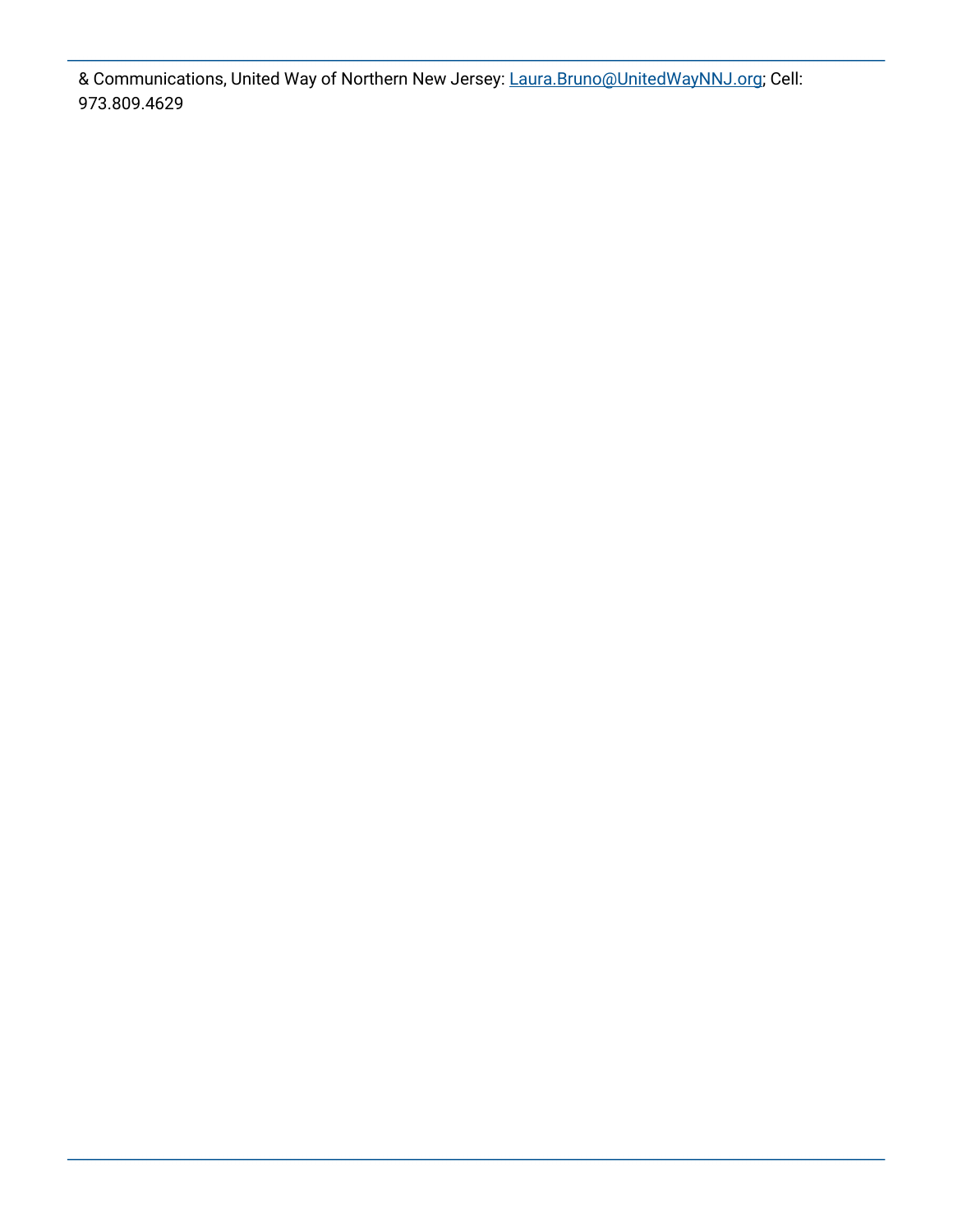& Communications, United Way of Northern New Jersey: Laura.Bruno@UnitedWayNNJ.org; Cell: 973.809.4629